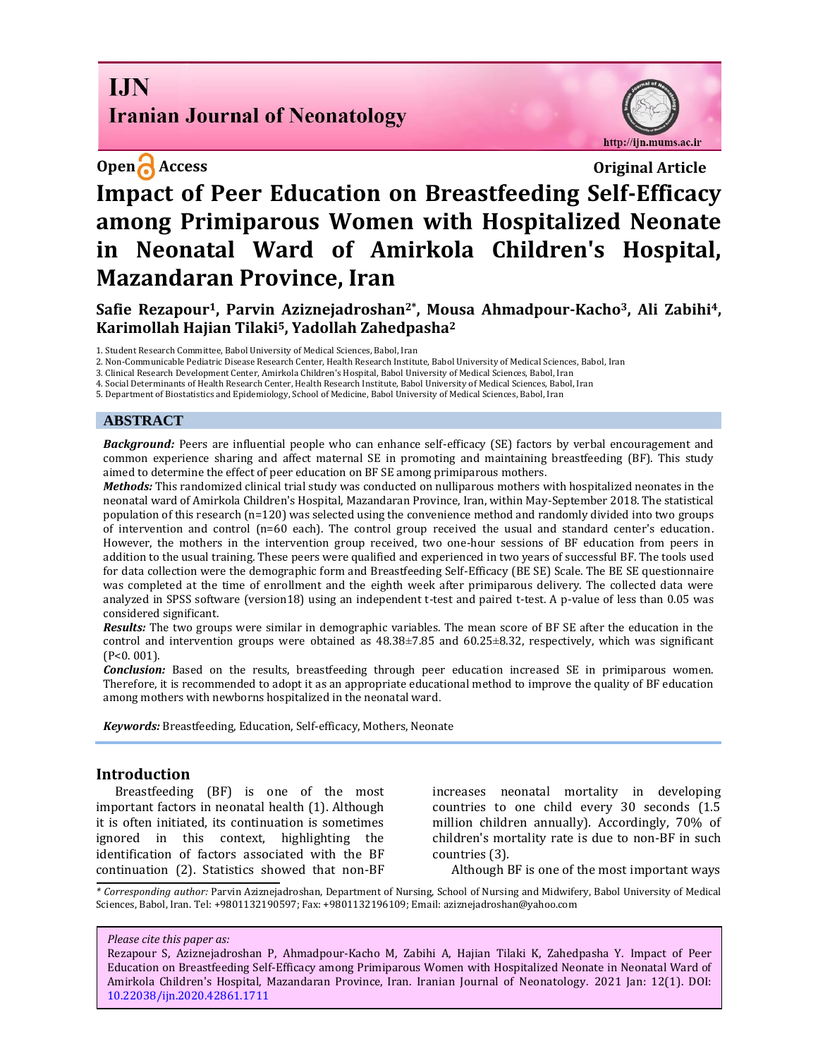**Open Access** **Original Article**

# Impact of Peer Education on Breastfeeding Self-Efficacy among Primiparous Women with Hospitalized Neonate in Neonatal Ward of Amirkola Children's Hospital, Mazandaran Province, Iran

**Safie Rezapour[1], Parvin Aziznejadroshan[2*], Mousa Ahmadpour-Kacho[3], Ali Zabihi[4], Karimollah Hajian Tilaki[5], Yadollah Zahedpasha[2]**

1. Student Research Committee, Babol University of Medical Sciences, Babol, Iran
2. Non-Communicable Pediatric Disease Research Center, Health Research Institute, Babol University of Medical Sciences, Babol, Iran
3. Clinical Research Development Center, Amirkola Children's Hospital, Babol University of Medical Sciences, Babol, Iran
4. Social Determinants of Health Research Center, Health Research Institute, Babol University of Medical Sciences, Babol, Iran
5. Department of Biostatistics and Epidemiology, School of Medicine, Babol University of Medical Sciences, Babol, Iran

## ABSTRACT

***Background:*** Peers are influential people who can enhance self-efficacy (SE) factors by verbal encouragement and common experience sharing and affect maternal SE in promoting and maintaining breastfeeding (BF). This study aimed to determine the effect of peer education on BF SE among primiparous mothers.

***Methods:*** This randomized clinical trial study was conducted on nulliparous mothers with hospitalized neonates in the neonatal ward of Amirkola Children's Hospital, Mazandaran Province, Iran, within May-September 2018. The statistical population of this research (n=120) was selected using the convenience method and randomly divided into two groups of intervention and control (n=60 each). The control group received the usual and standard center's education. However, the mothers in the intervention group received, two one-hour sessions of BF education from peers in addition to the usual training. These peers were qualified and experienced in two years of successful BF. The tools used for data collection were the demographic form and Breastfeeding Self-Efficacy (BE SE) Scale. The BE SE questionnaire was completed at the time of enrollment and the eighth week after primiparous delivery. The collected data were analyzed in SPSS software (version18) using an independent t-test and paired t-test. A p-value of less than 0.05 was considered significant.

***Results:*** The two groups were similar in demographic variables. The mean score of BF SE after the education in the control and intervention groups were obtained as 48.38±7.85 and 60.25±8.32, respectively, which was significant (P<0. 001).

***Conclusion:*** Based on the results, breastfeeding through peer education increased SE in primiparous women. Therefore, it is recommended to adopt it as an appropriate educational method to improve the quality of BF education among mothers with newborns hospitalized in the neonatal ward.

***Keywords:*** Breastfeeding, Education, Self-efficacy, Mothers, Neonate

## Introduction

Breastfeeding (BF) is one of the most important factors in neonatal health (1). Although it is often initiated, its continuation is sometimes ignored in this context, highlighting the identification of factors associated with the BF continuation (2). Statistics showed that non-BF increases neonatal mortality in developing countries to one child every 30 seconds (1.5 million children annually). Accordingly, 70% of children's mortality rate is due to non-BF in such countries (3).

Although BF is one of the most important ways

*\* Corresponding author:* Parvin Aziznejadroshan, Department of Nursing, School of Nursing and Midwifery, Babol University of Medical Sciences, Babol, Iran. Tel: +9801132190597; Fax: +9801132196109; Email: aziznejadroshan@yahoo.com

*Please cite this paper as:*
Rezapour S, Aziznejadroshan P, Ahmadpour-Kacho M, Zabihi A, Hajian Tilaki K, Zahedpasha Y. Impact of Peer Education on Breastfeeding Self-Efficacy among Primiparous Women with Hospitalized Neonate in Neonatal Ward of Amirkola Children's Hospital, Mazandaran Province, Iran. Iranian Journal of Neonatology. 2021 Jan: 12(1). DOI: 10.22038/ijn.2020.42861.1711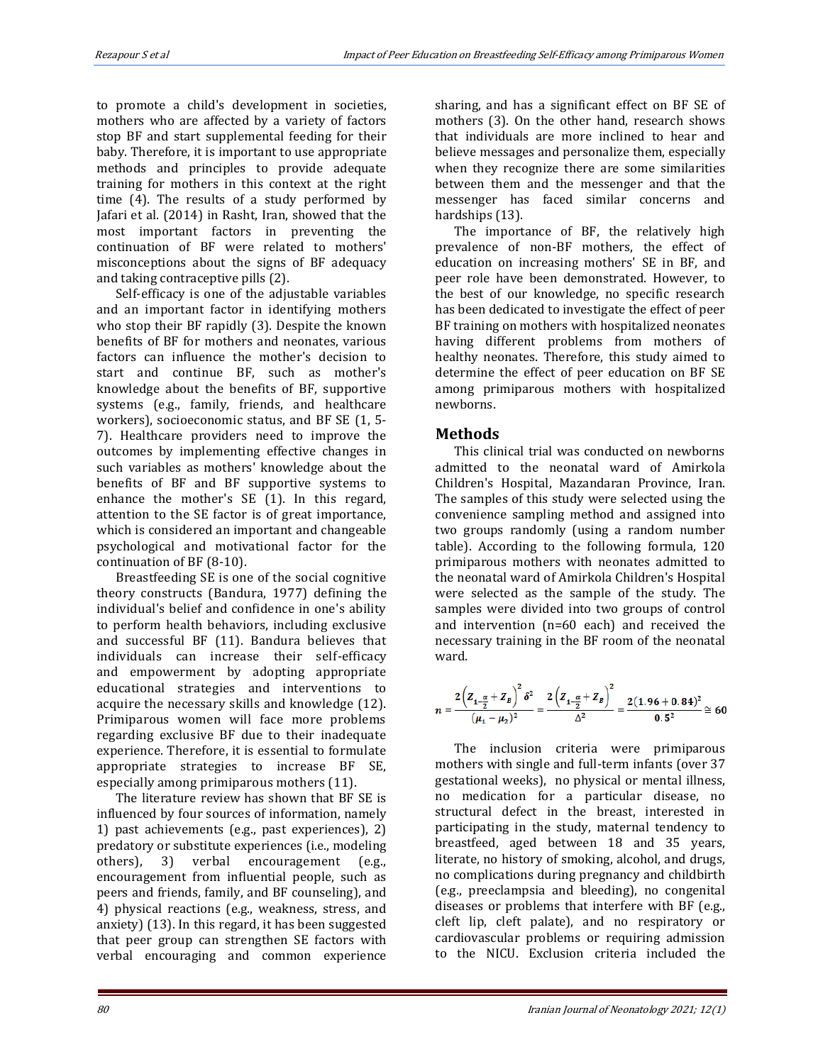to promote a child's development in societies, mothers who are affected by a variety of factors stop BF and start supplemental feeding for their baby. Therefore, it is important to use appropriate methods and principles to provide adequate training for mothers in this context at the right time (4). The results of a study performed by Jafari et al. (2014) in Rasht, Iran, showed that the most important factors in preventing the continuation of BF were related to mothers' misconceptions about the signs of BF adequacy and taking contraceptive pills (2).

Self-efficacy is one of the adjustable variables and an important factor in identifying mothers who stop their BF rapidly (3). Despite the known benefits of BF for mothers and neonates, various factors can influence the mother's decision to start and continue BF, such as mother's knowledge about the benefits of BF, supportive systems (e.g., family, friends, and healthcare workers), socioeconomic status, and BF SE (1, 5-7). Healthcare providers need to improve the outcomes by implementing effective changes in such variables as mothers' knowledge about the benefits of BF and BF supportive systems to enhance the mother's SE (1). In this regard, attention to the SE factor is of great importance, which is considered an important and changeable psychological and motivational factor for the continuation of BF (8-10).

Breastfeeding SE is one of the social cognitive theory constructs (Bandura, 1977) defining the individual's belief and confidence in one's ability to perform health behaviors, including exclusive and successful BF (11). Bandura believes that individuals can increase their self-efficacy and empowerment by adopting appropriate educational strategies and interventions to acquire the necessary skills and knowledge (12). Primiparous women will face more problems regarding exclusive BF due to their inadequate experience. Therefore, it is essential to formulate appropriate strategies to increase BF SE, especially among primiparous mothers (11).

The literature review has shown that BF SE is influenced by four sources of information, namely 1) past achievements (e.g., past experiences), 2) predatory or substitute experiences (i.e., modeling others), 3) verbal encouragement (e.g., encouragement from influential people, such as peers and friends, family, and BF counseling), and 4) physical reactions (e.g., weakness, stress, and anxiety) (13). In this regard, it has been suggested that peer group can strengthen SE factors with verbal encouraging and common experience sharing, and has a significant effect on BF SE of mothers (3). On the other hand, research shows that individuals are more inclined to hear and believe messages and personalize them, especially when they recognize there are some similarities between them and the messenger and that the messenger has faced similar concerns and hardships (13).

The importance of BF, the relatively high prevalence of non-BF mothers, the effect of education on increasing mothers' SE in BF, and peer role have been demonstrated. However, to the best of our knowledge, no specific research has been dedicated to investigate the effect of peer BF training on mothers with hospitalized neonates having different problems from mothers of healthy neonates. Therefore, this study aimed to determine the effect of peer education on BF SE among primiparous mothers with hospitalized newborns.

## Methods

This clinical trial was conducted on newborns admitted to the neonatal ward of Amirkola Children's Hospital, Mazandaran Province, Iran. The samples of this study were selected using the convenience sampling method and assigned into two groups randomly (using a random number table). According to the following formula, 120 primiparous mothers with neonates admitted to the neonatal ward of Amirkola Children's Hospital were selected as the sample of the study. The samples were divided into two groups of control and intervention (n=60 each) and received the necessary training in the BF room of the neonatal ward.

$$n = \frac{2\left(Z_{1-\frac{\alpha}{2}} + Z_B\right)^2 \delta^2}{(\mu_1 - \mu_2)^2} = \frac{2\left(Z_{1-\frac{\alpha}{2}} + Z_B\right)^2}{\Delta^2} = \frac{2(1.96 + 0.84)^2}{0.5^2} \cong 60$$

The inclusion criteria were primiparous mothers with single and full-term infants (over 37 gestational weeks), no physical or mental illness, no medication for a particular disease, no structural defect in the breast, interested in participating in the study, maternal tendency to breastfeed, aged between 18 and 35 years, literate, no history of smoking, alcohol, and drugs, no complications during pregnancy and childbirth (e.g., preeclampsia and bleeding), no congenital diseases or problems that interfere with BF (e.g., cleft lip, cleft palate), and no respiratory or cardiovascular problems or requiring admission to the NICU. Exclusion criteria included the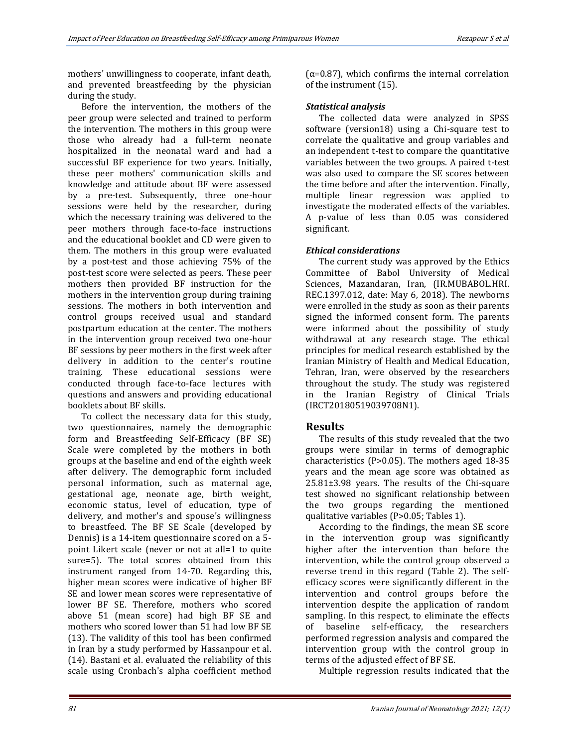mothers' unwillingness to cooperate, infant death, and prevented breastfeeding by the physician during the study.

Before the intervention, the mothers of the peer group were selected and trained to perform the intervention. The mothers in this group were those who already had a full-term neonate hospitalized in the neonatal ward and had a successful BF experience for two years. Initially, these peer mothers' communication skills and knowledge and attitude about BF were assessed by a pre-test. Subsequently, three one-hour sessions were held by the researcher, during which the necessary training was delivered to the peer mothers through face-to-face instructions and the educational booklet and CD were given to them. The mothers in this group were evaluated by a post-test and those achieving 75% of the post-test score were selected as peers. These peer mothers then provided BF instruction for the mothers in the intervention group during training sessions. The mothers in both intervention and control groups received usual and standard postpartum education at the center. The mothers in the intervention group received two one-hour BF sessions by peer mothers in the first week after delivery in addition to the center's routine training. These educational sessions were conducted through face-to-face lectures with questions and answers and providing educational booklets about BF skills.

To collect the necessary data for this study, two questionnaires, namely the demographic form and Breastfeeding Self-Efficacy (BF SE) Scale were completed by the mothers in both groups at the baseline and end of the eighth week after delivery. The demographic form included personal information, such as maternal age, gestational age, neonate age, birth weight, economic status, level of education, type of delivery, and mother's and spouse's willingness to breastfeed. The BF SE Scale (developed by Dennis) is a 14-item questionnaire scored on a 5-point Likert scale (never or not at all=1 to quite sure=5). The total scores obtained from this instrument ranged from 14-70. Regarding this, higher mean scores were indicative of higher BF SE and lower mean scores were representative of lower BF SE. Therefore, mothers who scored above 51 (mean score) had high BF SE and mothers who scored lower than 51 had low BF SE (13). The validity of this tool has been confirmed in Iran by a study performed by Hassanpour et al. (14). Bastani et al. evaluated the reliability of this scale using Cronbach's alpha coefficient method (α=0.87), which confirms the internal correlation of the instrument (15).

### *Statistical analysis*

The collected data were analyzed in SPSS software (version18) using a Chi-square test to correlate the qualitative and group variables and an independent t-test to compare the quantitative variables between the two groups. A paired t-test was also used to compare the SE scores between the time before and after the intervention. Finally, multiple linear regression was applied to investigate the moderated effects of the variables. A p-value of less than 0.05 was considered significant.

### *Ethical considerations*

The current study was approved by the Ethics Committee of Babol University of Medical Sciences, Mazandaran, Iran, (IR.MUBABOL.HRI. REC.1397.012, date: May 6, 2018). The newborns were enrolled in the study as soon as their parents signed the informed consent form. The parents were informed about the possibility of study withdrawal at any research stage. The ethical principles for medical research established by the Iranian Ministry of Health and Medical Education, Tehran, Iran, were observed by the researchers throughout the study. The study was registered in the Iranian Registry of Clinical Trials (IRCT20180519039708N1).

## Results

The results of this study revealed that the two groups were similar in terms of demographic characteristics (P>0.05). The mothers aged 18-35 years and the mean age score was obtained as 25.81±3.98 years. The results of the Chi-square test showed no significant relationship between the two groups regarding the mentioned qualitative variables (P>0.05; Tables 1).

According to the findings, the mean SE score in the intervention group was significantly higher after the intervention than before the intervention, while the control group observed a reverse trend in this regard (Table 2). The self-efficacy scores were significantly different in the intervention and control groups before the intervention despite the application of random sampling. In this respect, to eliminate the effects of baseline self-efficacy, the researchers performed regression analysis and compared the intervention group with the control group in terms of the adjusted effect of BF SE.

Multiple regression results indicated that the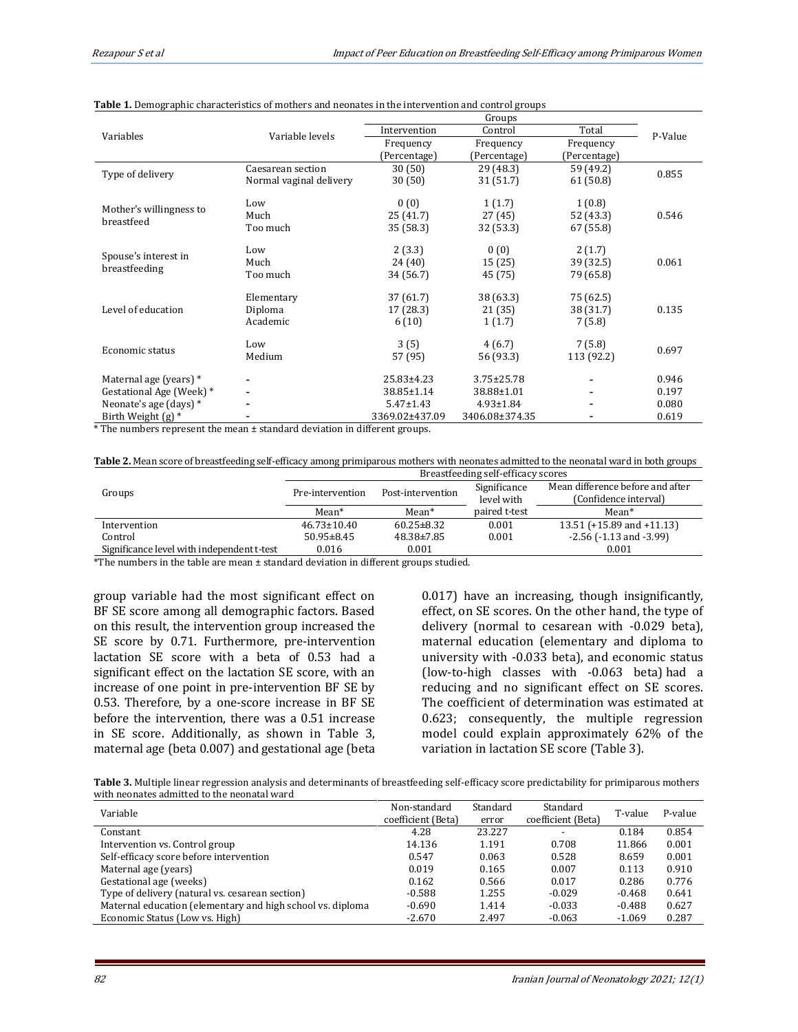**Table 1.** Demographic characteristics of mothers and neonates in the intervention and control groups

| Variables | Variable levels | Groups | | | P-Value |
|---|---|---|---|---|---|
| | | Intervention | Control | Total | |
| | | Frequency (Percentage) | Frequency (Percentage) | Frequency (Percentage) | |
| Type of delivery | Caesarean section | 30 (50) | 29 (48.3) | 59 (49.2) | 0.855 |
| | Normal vaginal delivery | 30 (50) | 31 (51.7) | 61 (50.8) | |
| Mother's willingness to breastfeed | Low | 0 (0) | 1 (1.7) | 1 (0.8) | 0.546 |
| | Much | 25 (41.7) | 27 (45) | 52 (43.3) | |
| | Too much | 35 (58.3) | 32 (53.3) | 67 (55.8) | |
| Spouse's interest in breastfeeding | Low | 2 (3.3) | 0 (0) | 2 (1.7) | 0.061 |
| | Much | 24 (40) | 15 (25) | 39 (32.5) | |
| | Too much | 34 (56.7) | 45 (75) | 79 (65.8) | |
| Level of education | Elementary | 37 (61.7) | 38 (63.3) | 75 (62.5) | 0.135 |
| | Diploma | 17 (28.3) | 21 (35) | 38 (31.7) | |
| | Academic | 6 (10) | 1 (1.7) | 7 (5.8) | |
| Economic status | Low | 3 (5) | 4 (6.7) | 7 (5.8) | 0.697 |
| | Medium | 57 (95) | 56 (93.3) | 113 (92.2) | |
| Maternal age (years) * | - | 25.83±4.23 | 3.75±25.78 | - | 0.946 |
| Gestational Age (Week) * | - | 38.85±1.14 | 38.88±1.01 | - | 0.197 |
| Neonate's age (days) * | - | 5.47±1.43 | 4.93±1.84 | - | 0.080 |
| Birth Weight (g) * | - | 3369.02±437.09 | 3406.08±374.35 | - | 0.619 |

* The numbers represent the mean ± standard deviation in different groups.

**Table 2.** Mean score of breastfeeding self-efficacy among primiparous mothers with neonates admitted to the neonatal ward in both groups

| Groups | Breastfeeding self-efficacy scores | | | |
|---|---|---|---|---|
| | Pre-intervention | Post-intervention | Significance level with paired t-test | Mean difference before and after (Confidence interval) |
| | Mean* | Mean* | | Mean* |
| Intervention | 46.73±10.40 | 60.25±8.32 | 0.001 | 13.51 (+15.89 and +11.13) |
| Control | 50.95±8.45 | 48.38±7.85 | 0.001 | -2.56 (-1.13 and -3.99) |
| Significance level with independent t-test | 0.016 | 0.001 | | 0.001 |

*The numbers in the table are mean ± standard deviation in different groups studied.

group variable had the most significant effect on BF SE score among all demographic factors. Based on this result, the intervention group increased the SE score by 0.71. Furthermore, pre-intervention lactation SE score with a beta of 0.53 had a significant effect on the lactation SE score, with an increase of one point in pre-intervention BF SE by 0.53. Therefore, by a one-score increase in BF SE before the intervention, there was a 0.51 increase in SE score. Additionally, as shown in Table 3, maternal age (beta 0.007) and gestational age (beta 0.017) have an increasing, though insignificantly, effect, on SE scores. On the other hand, the type of delivery (normal to cesarean with -0.029 beta), maternal education (elementary and diploma to university with -0.033 beta), and economic status (low-to-high classes with -0.063 beta) had a reducing and no significant effect on SE scores. The coefficient of determination was estimated at 0.623; consequently, the multiple regression model could explain approximately 62% of the variation in lactation SE score (Table 3).

**Table 3.** Multiple linear regression analysis and determinants of breastfeeding self-efficacy score predictability for primiparous mothers with neonates admitted to the neonatal ward

| Variable | Non-standard coefficient (Beta) | Standard error | Standard coefficient (Beta) | T-value | P-value |
|---|---|---|---|---|---|
| Constant | 4.28 | 23.227 | - | 0.184 | 0.854 |
| Intervention vs. Control group | 14.136 | 1.191 | 0.708 | 11.866 | 0.001 |
| Self-efficacy score before intervention | 0.547 | 0.063 | 0.528 | 8.659 | 0.001 |
| Maternal age (years) | 0.019 | 0.165 | 0.007 | 0.113 | 0.910 |
| Gestational age (weeks) | 0.162 | 0.566 | 0.017 | 0.286 | 0.776 |
| Type of delivery (natural vs. cesarean section) | -0.588 | 1.255 | -0.029 | -0.468 | 0.641 |
| Maternal education (elementary and high school vs. diploma | -0.690 | 1.414 | -0.033 | -0.488 | 0.627 |
| Economic Status (Low vs. High) | -2.670 | 2.497 | -0.063 | -1.069 | 0.287 |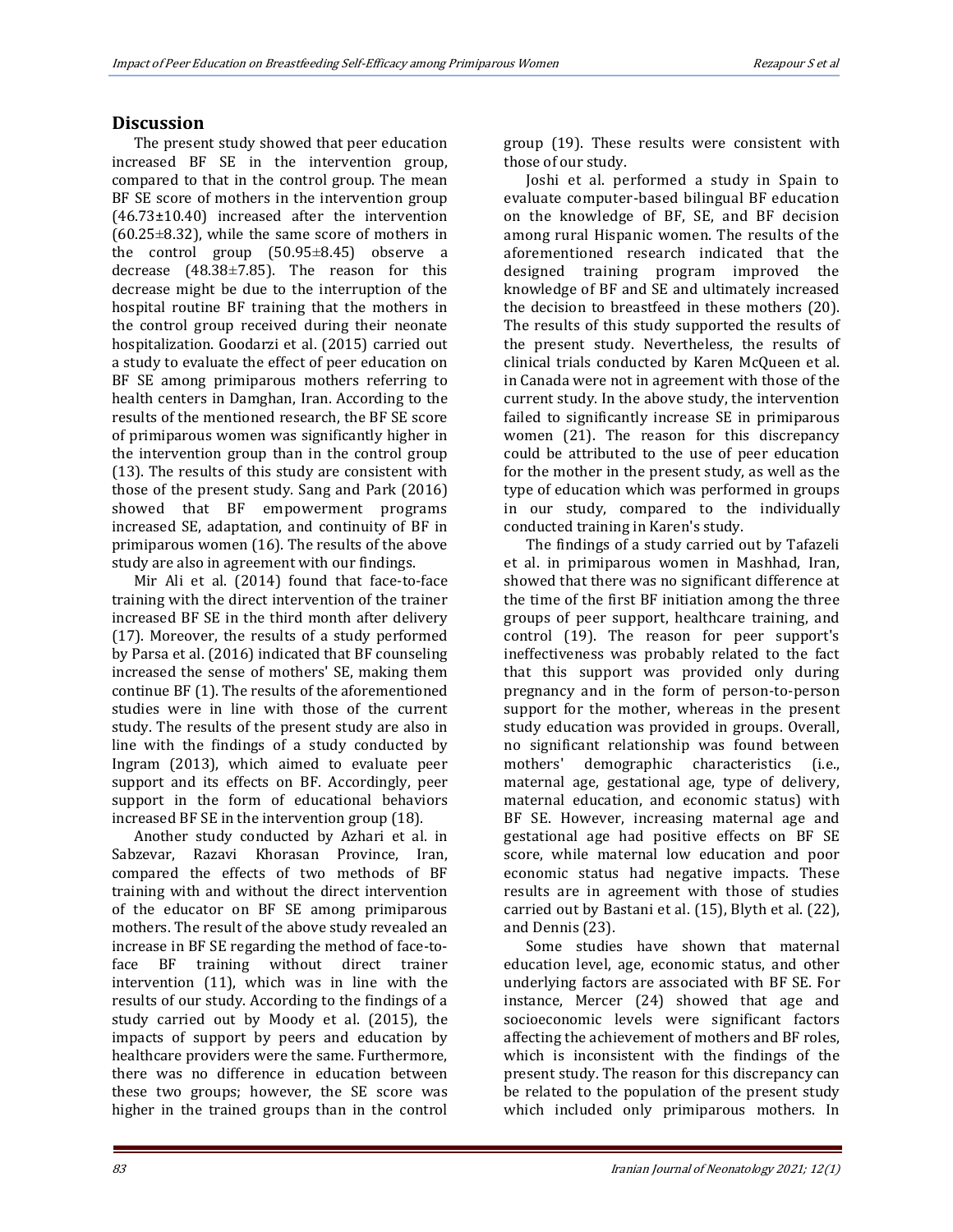## Discussion

The present study showed that peer education increased BF SE in the intervention group, compared to that in the control group. The mean BF SE score of mothers in the intervention group (46.73±10.40) increased after the intervention (60.25±8.32), while the same score of mothers in the control group (50.95±8.45) observe a decrease (48.38±7.85). The reason for this decrease might be due to the interruption of the hospital routine BF training that the mothers in the control group received during their neonate hospitalization. Goodarzi et al. (2015) carried out a study to evaluate the effect of peer education on BF SE among primiparous mothers referring to health centers in Damghan, Iran. According to the results of the mentioned research, the BF SE score of primiparous women was significantly higher in the intervention group than in the control group (13). The results of this study are consistent with those of the present study. Sang and Park (2016) showed that BF empowerment programs increased SE, adaptation, and continuity of BF in primiparous women (16). The results of the above study are also in agreement with our findings.

Mir Ali et al. (2014) found that face-to-face training with the direct intervention of the trainer increased BF SE in the third month after delivery (17). Moreover, the results of a study performed by Parsa et al. (2016) indicated that BF counseling increased the sense of mothers' SE, making them continue BF (1). The results of the aforementioned studies were in line with those of the current study. The results of the present study are also in line with the findings of a study conducted by Ingram (2013), which aimed to evaluate peer support and its effects on BF. Accordingly, peer support in the form of educational behaviors increased BF SE in the intervention group (18).

Another study conducted by Azhari et al. in Sabzevar, Razavi Khorasan Province, Iran, compared the effects of two methods of BF training with and without the direct intervention of the educator on BF SE among primiparous mothers. The result of the above study revealed an increase in BF SE regarding the method of face-to-face BF training without direct trainer intervention (11), which was in line with the results of our study. According to the findings of a study carried out by Moody et al. (2015), the impacts of support by peers and education by healthcare providers were the same. Furthermore, there was no difference in education between these two groups; however, the SE score was higher in the trained groups than in the control group (19). These results were consistent with those of our study.

Joshi et al. performed a study in Spain to evaluate computer-based bilingual BF education on the knowledge of BF, SE, and BF decision among rural Hispanic women. The results of the aforementioned research indicated that the designed training program improved the knowledge of BF and SE and ultimately increased the decision to breastfeed in these mothers (20). The results of this study supported the results of the present study. Nevertheless, the results of clinical trials conducted by Karen McQueen et al. in Canada were not in agreement with those of the current study. In the above study, the intervention failed to significantly increase SE in primiparous women (21). The reason for this discrepancy could be attributed to the use of peer education for the mother in the present study, as well as the type of education which was performed in groups in our study, compared to the individually conducted training in Karen's study.

The findings of a study carried out by Tafazeli et al. in primiparous women in Mashhad, Iran, showed that there was no significant difference at the time of the first BF initiation among the three groups of peer support, healthcare training, and control (19). The reason for peer support's ineffectiveness was probably related to the fact that this support was provided only during pregnancy and in the form of person-to-person support for the mother, whereas in the present study education was provided in groups. Overall, no significant relationship was found between mothers' demographic characteristics (i.e., maternal age, gestational age, type of delivery, maternal education, and economic status) with BF SE. However, increasing maternal age and gestational age had positive effects on BF SE score, while maternal low education and poor economic status had negative impacts. These results are in agreement with those of studies carried out by Bastani et al. (15), Blyth et al. (22), and Dennis (23).

Some studies have shown that maternal education level, age, economic status, and other underlying factors are associated with BF SE. For instance, Mercer (24) showed that age and socioeconomic levels were significant factors affecting the achievement of mothers and BF roles, which is inconsistent with the findings of the present study. The reason for this discrepancy can be related to the population of the present study which included only primiparous mothers. In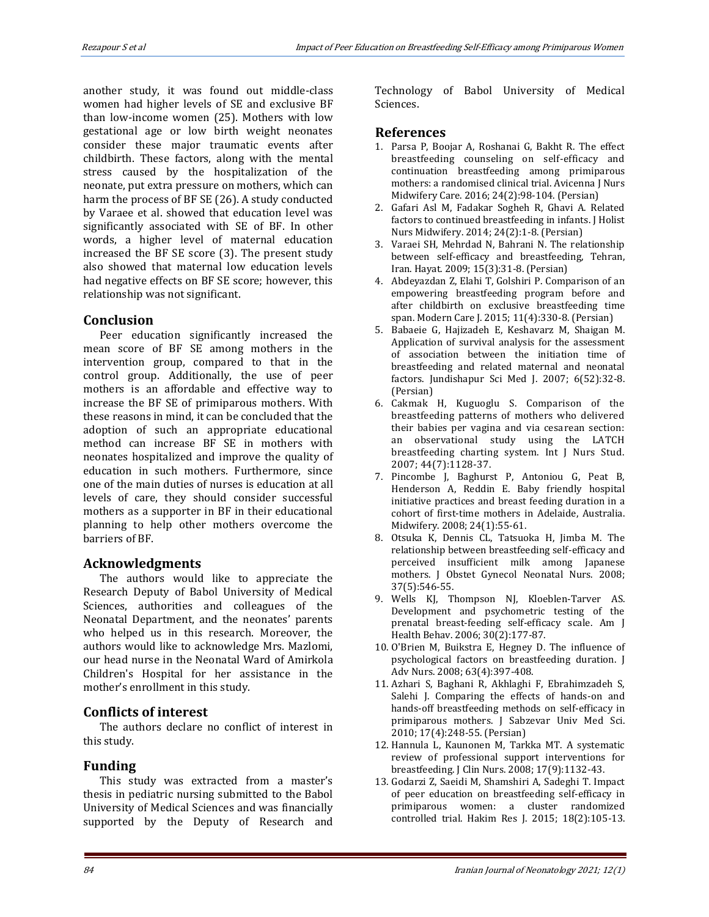another study, it was found out middle-class women had higher levels of SE and exclusive BF than low-income women (25). Mothers with low gestational age or low birth weight neonates consider these major traumatic events after childbirth. These factors, along with the mental stress caused by the hospitalization of the neonate, put extra pressure on mothers, which can harm the process of BF SE (26). A study conducted by Varaee et al. showed that education level was significantly associated with SE of BF. In other words, a higher level of maternal education increased the BF SE score (3). The present study also showed that maternal low education levels had negative effects on BF SE score; however, this relationship was not significant.

## Conclusion

Peer education significantly increased the mean score of BF SE among mothers in the intervention group, compared to that in the control group. Additionally, the use of peer mothers is an affordable and effective way to increase the BF SE of primiparous mothers. With these reasons in mind, it can be concluded that the adoption of such an appropriate educational method can increase BF SE in mothers with neonates hospitalized and improve the quality of education in such mothers. Furthermore, since one of the main duties of nurses is education at all levels of care, they should consider successful mothers as a supporter in BF in their educational planning to help other mothers overcome the barriers of BF.

## Acknowledgments

The authors would like to appreciate the Research Deputy of Babol University of Medical Sciences, authorities and colleagues of the Neonatal Department, and the neonates' parents who helped us in this research. Moreover, the authors would like to acknowledge Mrs. Mazlomi, our head nurse in the Neonatal Ward of Amirkola Children's Hospital for her assistance in the mother's enrollment in this study.

## Conflicts of interest

The authors declare no conflict of interest in this study.

## Funding

This study was extracted from a master's thesis in pediatric nursing submitted to the Babol University of Medical Sciences and was financially supported by the Deputy of Research and Technology of Babol University of Medical Sciences.

## References

1. Parsa P, Boojar A, Roshanai G, Bakht R. The effect breastfeeding counseling on self-efficacy and continuation breastfeeding among primiparous mothers: a randomised clinical trial. Avicenna J Nurs Midwifery Care. 2016; 24(2):98-104. (Persian)
2. Gafari Asl M, Fadakar Sogheh R, Ghavi A. Related factors to continued breastfeeding in infants. J Holist Nurs Midwifery. 2014; 24(2):1-8. (Persian)
3. Varaei SH, Mehrdad N, Bahrani N. The relationship between self-efficacy and breastfeeding, Tehran, Iran. Hayat. 2009; 15(3):31-8. (Persian)
4. Abdeyazdan Z, Elahi T, Golshiri P. Comparison of an empowering breastfeeding program before and after childbirth on exclusive breastfeeding time span. Modern Care J. 2015; 11(4):330-8. (Persian)
5. Babaeie G, Hajizadeh E, Keshavarz M, Shaigan M. Application of survival analysis for the assessment of association between the initiation time of breastfeeding and related maternal and neonatal factors. Jundishapur Sci Med J. 2007; 6(52):32-8. (Persian)
6. Cakmak H, Kuguoglu S. Comparison of the breastfeeding patterns of mothers who delivered their babies per vagina and via cesarean section: an observational study using the LATCH breastfeeding charting system. Int J Nurs Stud. 2007; 44(7):1128-37.
7. Pincombe J, Baghurst P, Antoniou G, Peat B, Henderson A, Reddin E. Baby friendly hospital initiative practices and breast feeding duration in a cohort of first-time mothers in Adelaide, Australia. Midwifery. 2008; 24(1):55-61.
8. Otsuka K, Dennis CL, Tatsuoka H, Jimba M. The relationship between breastfeeding self-efficacy and perceived insufficient milk among Japanese mothers. J Obstet Gynecol Neonatal Nurs. 2008; 37(5):546-55.
9. Wells KJ, Thompson NJ, Kloeblen-Tarver AS. Development and psychometric testing of the prenatal breast-feeding self-efficacy scale. Am J Health Behav. 2006; 30(2):177-87.
10. O'Brien M, Buikstra E, Hegney D. The influence of psychological factors on breastfeeding duration. J Adv Nurs. 2008; 63(4):397-408.
11. Azhari S, Baghani R, Akhlaghi F, Ebrahimzadeh S, Salehi J. Comparing the effects of hands-on and hands-off breastfeeding methods on self-efficacy in primiparous mothers. J Sabzevar Univ Med Sci. 2010; 17(4):248-55. (Persian)
12. Hannula L, Kaunonen M, Tarkka MT. A systematic review of professional support interventions for breastfeeding. J Clin Nurs. 2008; 17(9):1132-43.
13. Godarzi Z, Saeidi M, Shamshiri A, Sadeghi T. Impact of peer education on breastfeeding self-efficacy in primiparous women: a cluster randomized controlled trial. Hakim Res J. 2015; 18(2):105-13.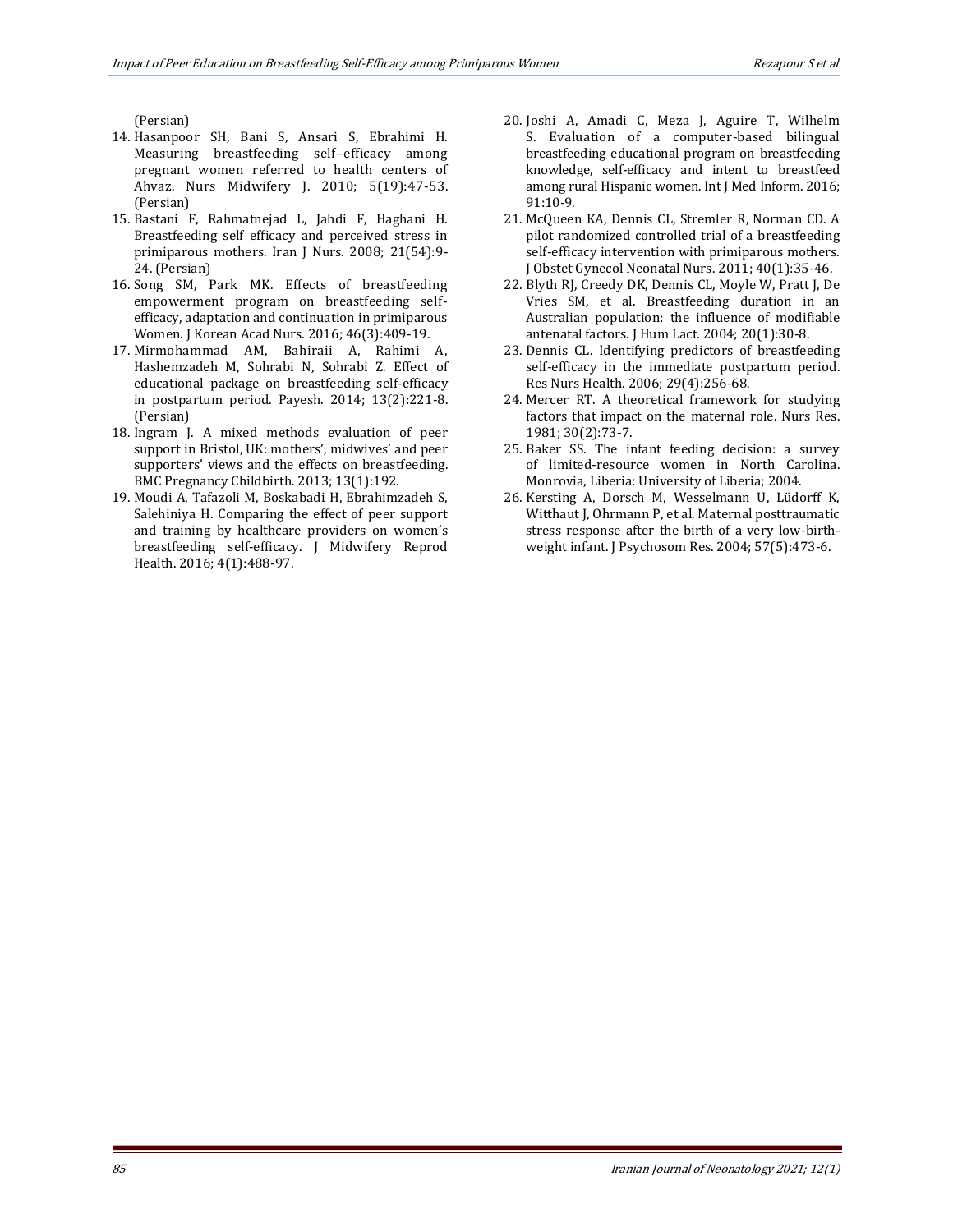(Persian)

14. Hasanpoor SH, Bani S, Ansari S, Ebrahimi H. Measuring breastfeeding self–efficacy among pregnant women referred to health centers of Ahvaz. Nurs Midwifery J. 2010; 5(19):47-53. (Persian)
15. Bastani F, Rahmatnejad L, Jahdi F, Haghani H. Breastfeeding self efficacy and perceived stress in primiparous mothers. Iran J Nurs. 2008; 21(54):9-24. (Persian)
16. Song SM, Park MK. Effects of breastfeeding empowerment program on breastfeeding self-efficacy, adaptation and continuation in primiparous Women. J Korean Acad Nurs. 2016; 46(3):409-19.
17. Mirmohammad AM, Bahiraii A, Rahimi A, Hashemzadeh M, Sohrabi N, Sohrabi Z. Effect of educational package on breastfeeding self-efficacy in postpartum period. Payesh. 2014; 13(2):221-8. (Persian)
18. Ingram J. A mixed methods evaluation of peer support in Bristol, UK: mothers', midwives' and peer supporters' views and the effects on breastfeeding. BMC Pregnancy Childbirth. 2013; 13(1):192.
19. Moudi A, Tafazoli M, Boskabadi H, Ebrahimzadeh S, Salehiniya H. Comparing the effect of peer support and training by healthcare providers on women's breastfeeding self-efficacy. J Midwifery Reprod Health. 2016; 4(1):488-97.
20. Joshi A, Amadi C, Meza J, Aguire T, Wilhelm S. Evaluation of a computer-based bilingual breastfeeding educational program on breastfeeding knowledge, self-efficacy and intent to breastfeed among rural Hispanic women. Int J Med Inform. 2016; 91:10-9.
21. McQueen KA, Dennis CL, Stremler R, Norman CD. A pilot randomized controlled trial of a breastfeeding self-efficacy intervention with primiparous mothers. J Obstet Gynecol Neonatal Nurs. 2011; 40(1):35-46.
22. Blyth RJ, Creedy DK, Dennis CL, Moyle W, Pratt J, De Vries SM, et al. Breastfeeding duration in an Australian population: the influence of modifiable antenatal factors. J Hum Lact. 2004; 20(1):30-8.
23. Dennis CL. Identifying predictors of breastfeeding self-efficacy in the immediate postpartum period. Res Nurs Health. 2006; 29(4):256-68.
24. Mercer RT. A theoretical framework for studying factors that impact on the maternal role. Nurs Res. 1981; 30(2):73-7.
25. Baker SS. The infant feeding decision: a survey of limited-resource women in North Carolina. Monrovia, Liberia: University of Liberia; 2004.
26. Kersting A, Dorsch M, Wesselmann U, Lüdorff K, Witthaut J, Ohrmann P, et al. Maternal posttraumatic stress response after the birth of a very low-birth-weight infant. J Psychosom Res. 2004; 57(5):473-6.